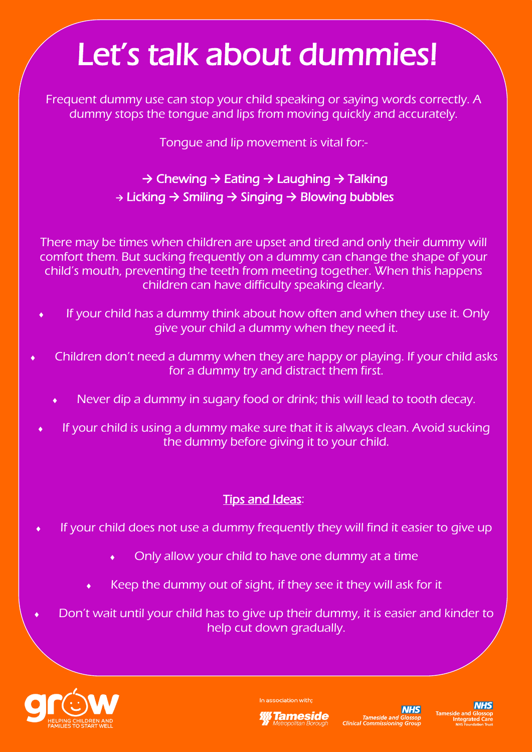# Let's talk about dummies!

Frequent dummy use can stop your child speaking or saying words correctly. A dummy stops the tongue and lips from moving quickly and accurately.

Tongue and lip movement is vital for:-

→ Chewing → Eating → Laughing → Talking
→ Licking → Smiling → Singing → Blowing bubbles

There may be times when children are upset and tired and only their dummy will comfort them. But sucking frequently on a dummy can change the shape of your child's mouth, preventing the teeth from meeting together. When this happens children can have difficulty speaking clearly.

- If your child has a dummy think about how often and when they use it. Only give your child a dummy when they need it.
- Children don't need a dummy when they are happy or playing. If your child asks for a dummy try and distract them first.
- Never dip a dummy in sugary food or drink; this will lead to tooth decay.
- If your child is using a dummy make sure that it is always clean. Avoid sucking the dummy before giving it to your child.

**Tips and Ideas**:

- If your child does not use a dummy frequently they will find it easier to give up
- Only allow your child to have one dummy at a time
- Keep the dummy out of sight, if they see it they will ask for it
- Don't wait until your child has to give up their dummy, it is easier and kinder to help cut down gradually.

grow — HELPING CHILDREN AND FAMILIES TO START WELL

In association with;

Tameside Metropolitan Borough

NHS Tameside and Glossop Clinical Commissioning Group

NHS Tameside and Glossop Integrated Care NHS Foundation Trust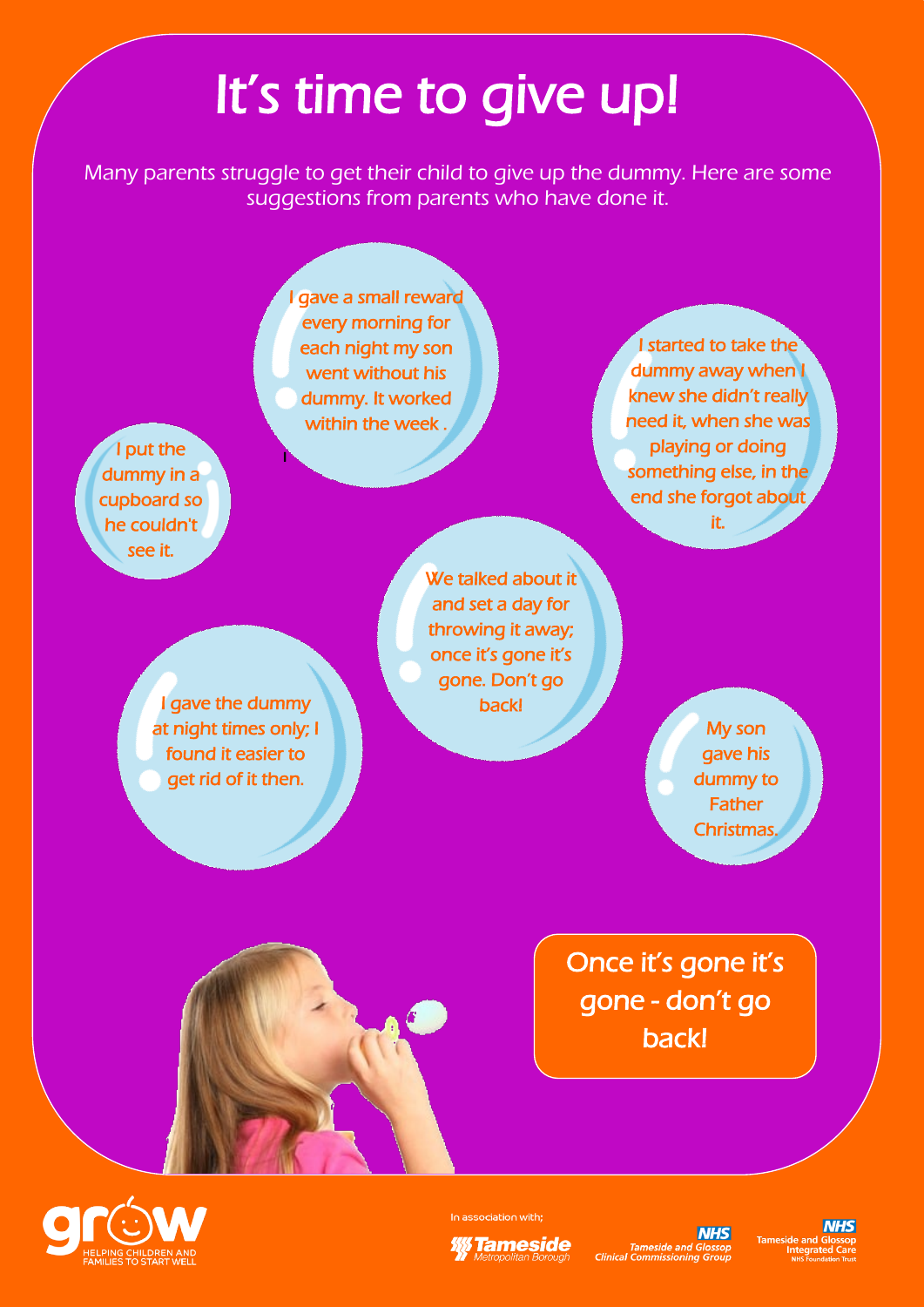# It's time to give up!

Many parents struggle to get their child to give up the dummy. Here are some suggestions from parents who have done it.

I gave a small reward every morning for each night my son went without his dummy. It worked within the week .

I started to take the dummy away when I knew she didn't really need it, when she was playing or doing something else, in the end she forgot about it.

I put the dummy in a cupboard so he couldn't see it.

We talked about it and set a day for throwing it away; once it's gone it's gone. Don't go back!

I gave the dummy at night times only; I found it easier to get rid of it then.

My son gave his dummy to Father Christmas.

Once it's gone it's gone - don't go back!

grow
HELPING CHILDREN AND FAMILIES TO START WELL

In association with;

Tameside Metropolitan Borough

NHS Tameside and Glossop Clinical Commissioning Group

NHS Tameside and Glossop Integrated Care NHS Foundation Trust